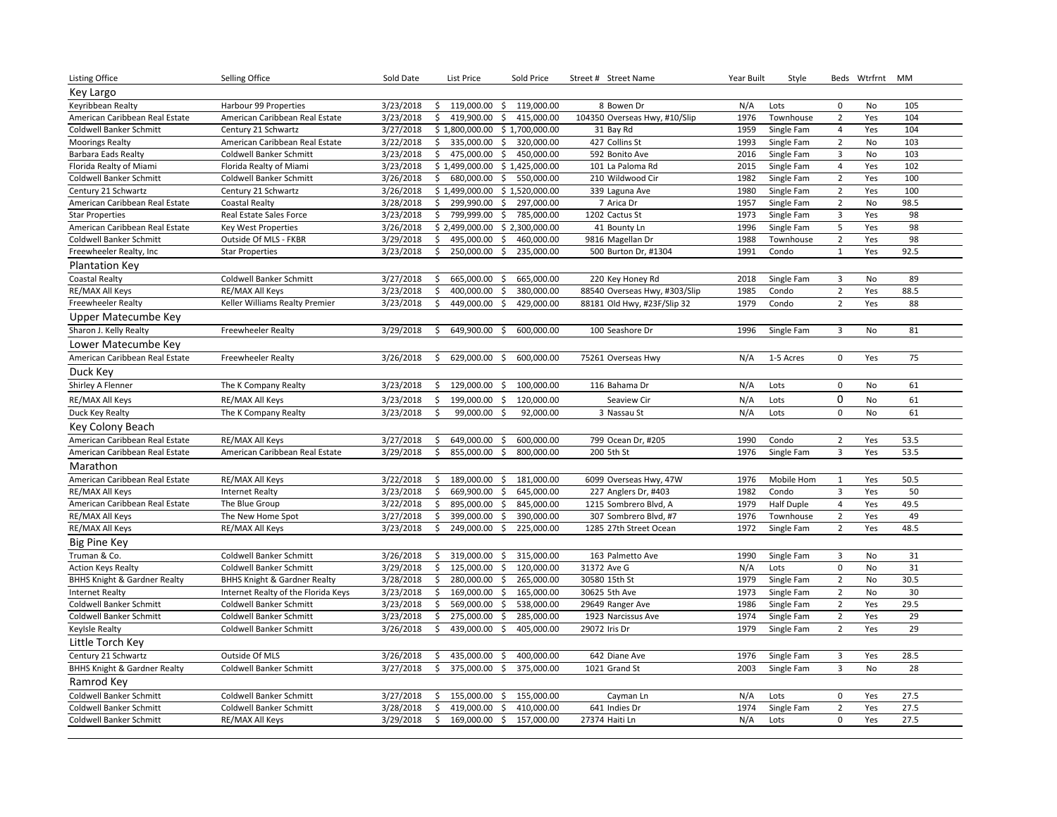| Listing Office | Selling Office | Sold Date | List Price | Sold Price | Street # Street Name | Year Built | Style | Beds | Wtrfrnt | MM |
|---|---|---|---|---|---|---|---|---|---|---|
| **Key Largo** | | | | | | | | | | |
| Keyribbean Realty | Harbour 99 Properties | 3/23/2018 | $ 119,000.00 | $ 119,000.00 | 8 Bowen Dr | N/A | Lots | 0 | No | 105 |
| American Caribbean Real Estate | American Caribbean Real Estate | 3/23/2018 | $ 419,900.00 | $ 415,000.00 | 104350 Overseas Hwy, #10/Slip | 1976 | Townhouse | 2 | Yes | 104 |
| Coldwell Banker Schmitt | Century 21 Schwartz | 3/27/2018 | $ 1,800,000.00 | $ 1,700,000.00 | 31 Bay Rd | 1959 | Single Fam | 4 | Yes | 104 |
| Moorings Realty | American Caribbean Real Estate | 3/22/2018 | $ 335,000.00 | $ 320,000.00 | 427 Collins St | 1993 | Single Fam | 2 | No | 103 |
| Barbara Eads Realty | Coldwell Banker Schmitt | 3/23/2018 | $ 475,000.00 | $ 450,000.00 | 592 Bonito Ave | 2016 | Single Fam | 3 | No | 103 |
| Florida Realty of Miami | Florida Realty of Miami | 3/23/2018 | $ 1,499,000.00 | $ 1,425,000.00 | 101 La Paloma Rd | 2015 | Single Fam | 4 | Yes | 102 |
| Coldwell Banker Schmitt | Coldwell Banker Schmitt | 3/26/2018 | $ 680,000.00 | $ 550,000.00 | 210 Wildwood Cir | 1982 | Single Fam | 2 | Yes | 100 |
| Century 21 Schwartz | Century 21 Schwartz | 3/26/2018 | $ 1,499,000.00 | $ 1,520,000.00 | 339 Laguna Ave | 1980 | Single Fam | 2 | Yes | 100 |
| American Caribbean Real Estate | Coastal Realty | 3/28/2018 | $ 299,990.00 | $ 297,000.00 | 7 Arica Dr | 1957 | Single Fam | 2 | No | 98.5 |
| Star Properties | Real Estate Sales Force | 3/23/2018 | $ 799,999.00 | $ 785,000.00 | 1202 Cactus St | 1973 | Single Fam | 3 | Yes | 98 |
| American Caribbean Real Estate | Key West Properties | 3/26/2018 | $ 2,499,000.00 | $ 2,300,000.00 | 41 Bounty Ln | 1996 | Single Fam | 5 | Yes | 98 |
| Coldwell Banker Schmitt | Outside Of MLS - FKBR | 3/29/2018 | $ 495,000.00 | $ 460,000.00 | 9816 Magellan Dr | 1988 | Townhouse | 2 | Yes | 98 |
| Freewheeler Realty, Inc | Star Properties | 3/23/2018 | $ 250,000.00 | $ 235,000.00 | 500 Burton Dr, #1304 | 1991 | Condo | 1 | Yes | 92.5 |
| **Plantation Key** | | | | | | | | | | |
| Coastal Realty | Coldwell Banker Schmitt | 3/27/2018 | $ 665,000.00 | $ 665,000.00 | 220 Key Honey Rd | 2018 | Single Fam | 3 | No | 89 |
| RE/MAX All Keys | RE/MAX All Keys | 3/23/2018 | $ 400,000.00 | $ 380,000.00 | 88540 Overseas Hwy, #303/Slip | 1985 | Condo | 2 | Yes | 88.5 |
| Freewheeler Realty | Keller Williams Realty Premier | 3/23/2018 | $ 449,000.00 | $ 429,000.00 | 88181 Old Hwy, #23F/Slip 32 | 1979 | Condo | 2 | Yes | 88 |
| **Upper Matecumbe Key** | | | | | | | | | | |
| Sharon J. Kelly Realty | Freewheeler Realty | 3/29/2018 | $ 649,900.00 | $ 600,000.00 | 100 Seashore Dr | 1996 | Single Fam | 3 | No | 81 |
| **Lower Matecumbe Key** | | | | | | | | | | |
| American Caribbean Real Estate | Freewheeler Realty | 3/26/2018 | $ 629,000.00 | $ 600,000.00 | 75261 Overseas Hwy | N/A | 1-5 Acres | 0 | Yes | 75 |
| **Duck Key** | | | | | | | | | | |
| Shirley A Flenner | The K Company Realty | 3/23/2018 | $ 129,000.00 | $ 100,000.00 | 116 Bahama Dr | N/A | Lots | 0 | No | 61 |
| RE/MAX All Keys | RE/MAX All Keys | 3/23/2018 | $ 199,000.00 | $ 120,000.00 | Seaview Cir | N/A | Lots | 0 | No | 61 |
| Duck Key Realty | The K Company Realty | 3/23/2018 | $ 99,000.00 | $ 92,000.00 | 3 Nassau St | N/A | Lots | 0 | No | 61 |
| **Key Colony Beach** | | | | | | | | | | |
| American Caribbean Real Estate | RE/MAX All Keys | 3/27/2018 | $ 649,000.00 | $ 600,000.00 | 799 Ocean Dr, #205 | 1990 | Condo | 2 | Yes | 53.5 |
| American Caribbean Real Estate | American Caribbean Real Estate | 3/29/2018 | $ 855,000.00 | $ 800,000.00 | 200 5th St | 1976 | Single Fam | 3 | Yes | 53.5 |
| **Marathon** | | | | | | | | | | |
| American Caribbean Real Estate | RE/MAX All Keys | 3/22/2018 | $ 189,000.00 | $ 181,000.00 | 6099 Overseas Hwy, 47W | 1976 | Mobile Hom | 1 | Yes | 50.5 |
| RE/MAX All Keys | Internet Realty | 3/23/2018 | $ 669,900.00 | $ 645,000.00 | 227 Anglers Dr, #403 | 1982 | Condo | 3 | Yes | 50 |
| American Caribbean Real Estate | The Blue Group | 3/22/2018 | $ 895,000.00 | $ 845,000.00 | 1215 Sombrero Blvd, A | 1979 | Half Duple | 4 | Yes | 49.5 |
| RE/MAX All Keys | The New Home Spot | 3/27/2018 | $ 399,000.00 | $ 390,000.00 | 307 Sombrero Blvd, #7 | 1976 | Townhouse | 2 | Yes | 49 |
| RE/MAX All Keys | RE/MAX All Keys | 3/23/2018 | $ 249,000.00 | $ 225,000.00 | 1285 27th Street Ocean | 1972 | Single Fam | 2 | Yes | 48.5 |
| **Big Pine Key** | | | | | | | | | | |
| Truman & Co. | Coldwell Banker Schmitt | 3/26/2018 | $ 319,000.00 | $ 315,000.00 | 163 Palmetto Ave | 1990 | Single Fam | 3 | No | 31 |
| Action Keys Realty | Coldwell Banker Schmitt | 3/29/2018 | $ 125,000.00 | $ 120,000.00 | 31372 Ave G | N/A | Lots | 0 | No | 31 |
| BHHS Knight & Gardner Realty | BHHS Knight & Gardner Realty | 3/28/2018 | $ 280,000.00 | $ 265,000.00 | 30580 15th St | 1979 | Single Fam | 2 | No | 30.5 |
| Internet Realty | Internet Realty of the Florida Keys | 3/23/2018 | $ 169,000.00 | $ 165,000.00 | 30625 5th Ave | 1973 | Single Fam | 2 | No | 30 |
| Coldwell Banker Schmitt | Coldwell Banker Schmitt | 3/23/2018 | $ 569,000.00 | $ 538,000.00 | 29649 Ranger Ave | 1986 | Single Fam | 2 | Yes | 29.5 |
| Coldwell Banker Schmitt | Coldwell Banker Schmitt | 3/23/2018 | $ 275,000.00 | $ 285,000.00 | 1923 Narcissus Ave | 1974 | Single Fam | 2 | Yes | 29 |
| KeyIsle Realty | Coldwell Banker Schmitt | 3/26/2018 | $ 439,000.00 | $ 405,000.00 | 29072 Iris Dr | 1979 | Single Fam | 2 | Yes | 29 |
| **Little Torch Key** | | | | | | | | | | |
| Century 21 Schwartz | Outside Of MLS | 3/26/2018 | $ 435,000.00 | $ 400,000.00 | 642 Diane Ave | 1976 | Single Fam | 3 | Yes | 28.5 |
| BHHS Knight & Gardner Realty | Coldwell Banker Schmitt | 3/27/2018 | $ 375,000.00 | $ 375,000.00 | 1021 Grand St | 2003 | Single Fam | 3 | No | 28 |
| **Ramrod Key** | | | | | | | | | | |
| Coldwell Banker Schmitt | Coldwell Banker Schmitt | 3/27/2018 | $ 155,000.00 | $ 155,000.00 | Cayman Ln | N/A | Lots | 0 | Yes | 27.5 |
| Coldwell Banker Schmitt | Coldwell Banker Schmitt | 3/28/2018 | $ 419,000.00 | $ 410,000.00 | 641 Indies Dr | 1974 | Single Fam | 2 | Yes | 27.5 |
| Coldwell Banker Schmitt | RE/MAX All Keys | 3/29/2018 | $ 169,000.00 | $ 157,000.00 | 27374 Haiti Ln | N/A | Lots | 0 | Yes | 27.5 |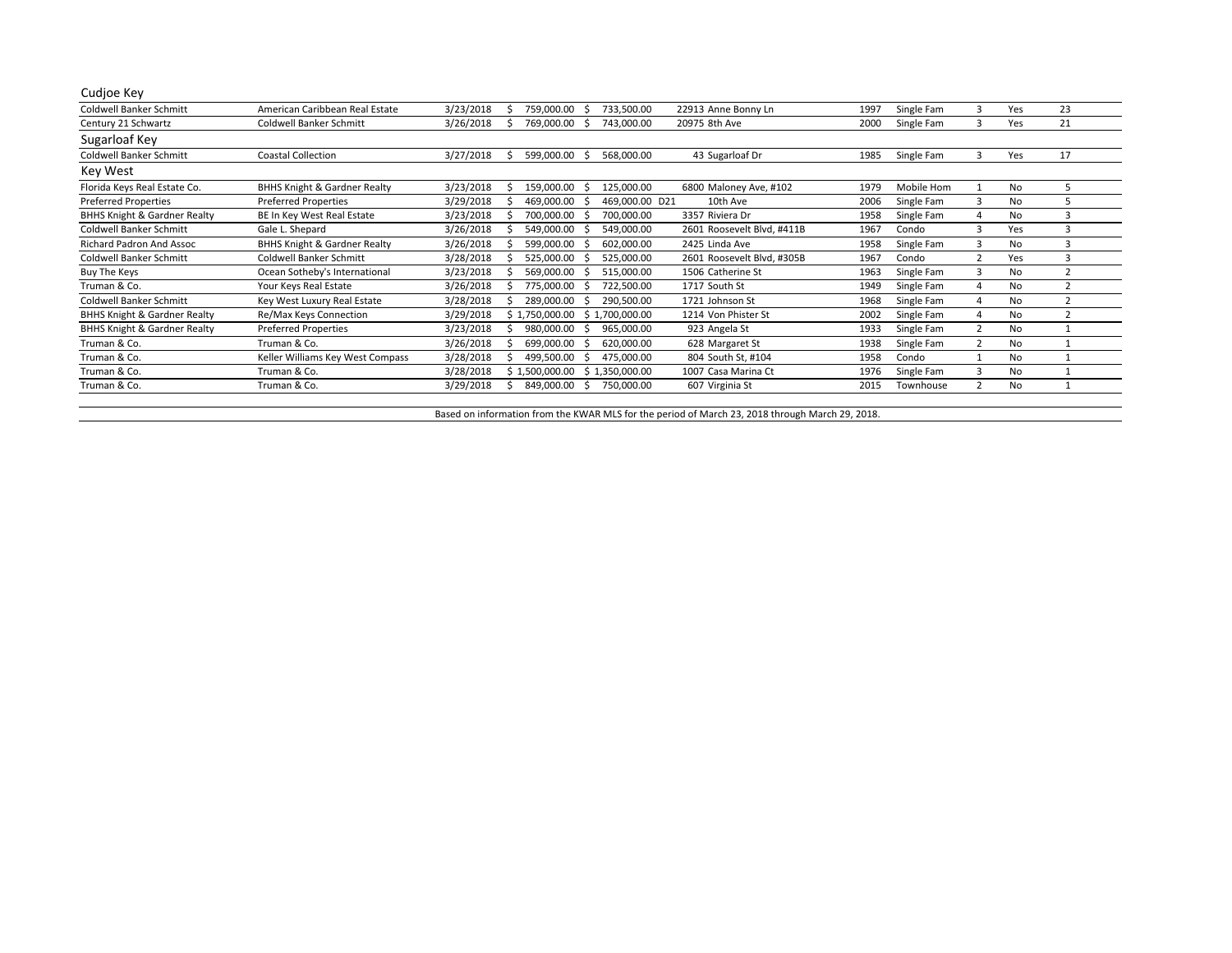## Cudjoe Key

| | | | | | | | | | | |
|---|---|---|---|---|---|---|---|---|---|---|
| Coldwell Banker Schmitt | American Caribbean Real Estate | 3/23/2018 | $ 759,000.00 | $ 733,500.00 | 22913 Anne Bonny Ln | 1997 | Single Fam | 3 | Yes | 23 |
| Century 21 Schwartz | Coldwell Banker Schmitt | 3/26/2018 | $ 769,000.00 | $ 743,000.00 | 20975 8th Ave | 2000 | Single Fam | 3 | Yes | 21 |

## Sugarloaf Key

| | | | | | | | | | | |
|---|---|---|---|---|---|---|---|---|---|---|
| Coldwell Banker Schmitt | Coastal Collection | 3/27/2018 | $ 599,000.00 | $ 568,000.00 | 43 Sugarloaf Dr | 1985 | Single Fam | 3 | Yes | 17 |

## Key West

| | | | | | | | | | | |
|---|---|---|---|---|---|---|---|---|---|---|
| Florida Keys Real Estate Co. | BHHS Knight & Gardner Realty | 3/23/2018 | $ 159,000.00 | $ 125,000.00 | 6800 Maloney Ave, #102 | 1979 | Mobile Hom | 1 | No | 5 |
| Preferred Properties | Preferred Properties | 3/29/2018 | $ 469,000.00 | $ 469,000.00 | D21 10th Ave | 2006 | Single Fam | 3 | No | 5 |
| BHHS Knight & Gardner Realty | BE In Key West Real Estate | 3/23/2018 | $ 700,000.00 | $ 700,000.00 | 3357 Riviera Dr | 1958 | Single Fam | 4 | No | 3 |
| Coldwell Banker Schmitt | Gale L. Shepard | 3/26/2018 | $ 549,000.00 | $ 549,000.00 | 2601 Roosevelt Blvd, #411B | 1967 | Condo | 3 | Yes | 3 |
| Richard Padron And Assoc | BHHS Knight & Gardner Realty | 3/26/2018 | $ 599,000.00 | $ 602,000.00 | 2425 Linda Ave | 1958 | Single Fam | 3 | No | 3 |
| Coldwell Banker Schmitt | Coldwell Banker Schmitt | 3/28/2018 | $ 525,000.00 | $ 525,000.00 | 2601 Roosevelt Blvd, #305B | 1967 | Condo | 2 | Yes | 3 |
| Buy The Keys | Ocean Sotheby's International | 3/23/2018 | $ 569,000.00 | $ 515,000.00 | 1506 Catherine St | 1963 | Single Fam | 3 | No | 2 |
| Truman & Co. | Your Keys Real Estate | 3/26/2018 | $ 775,000.00 | $ 722,500.00 | 1717 South St | 1949 | Single Fam | 4 | No | 2 |
| Coldwell Banker Schmitt | Key West Luxury Real Estate | 3/28/2018 | $ 289,000.00 | $ 290,500.00 | 1721 Johnson St | 1968 | Single Fam | 4 | No | 2 |
| BHHS Knight & Gardner Realty | Re/Max Keys Connection | 3/29/2018 | $ 1,750,000.00 | $ 1,700,000.00 | 1214 Von Phister St | 2002 | Single Fam | 4 | No | 2 |
| BHHS Knight & Gardner Realty | Preferred Properties | 3/23/2018 | $ 980,000.00 | $ 965,000.00 | 923 Angela St | 1933 | Single Fam | 2 | No | 1 |
| Truman & Co. | Truman & Co. | 3/26/2018 | $ 699,000.00 | $ 620,000.00 | 628 Margaret St | 1938 | Single Fam | 2 | No | 1 |
| Truman & Co. | Keller Williams Key West Compass | 3/28/2018 | $ 499,500.00 | $ 475,000.00 | 804 South St, #104 | 1958 | Condo | 1 | No | 1 |
| Truman & Co. | Truman & Co. | 3/28/2018 | $ 1,500,000.00 | $ 1,350,000.00 | 1007 Casa Marina Ct | 1976 | Single Fam | 3 | No | 1 |
| Truman & Co. | Truman & Co. | 3/29/2018 | $ 849,000.00 | $ 750,000.00 | 607 Virginia St | 2015 | Townhouse | 2 | No | 1 |

Based on information from the KWAR MLS for the period of March 23, 2018 through March 29, 2018.